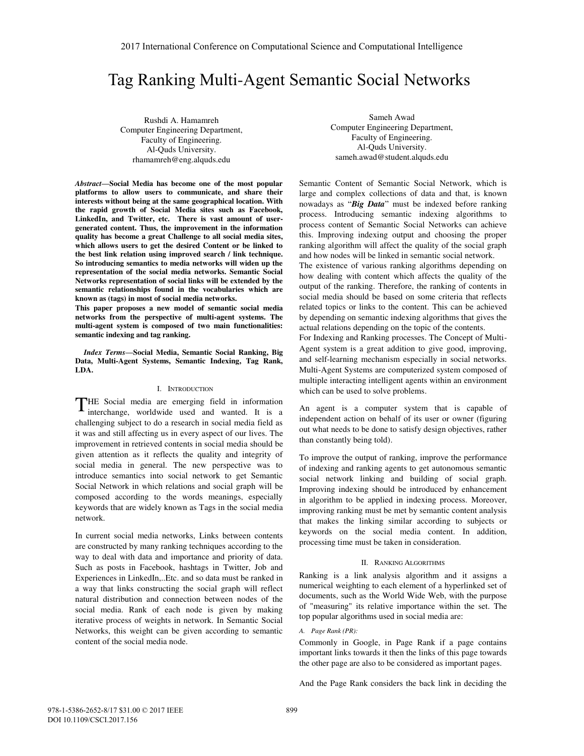# Tag Ranking Multi-Agent Semantic Social Networks

Rushdi A. Hamamreh
Computer Engineering Department,
Faculty of Engineering.
Al-Quds University.
rhamamreh@eng.alquds.edu

Sameh Awad
Computer Engineering Department,
Faculty of Engineering.
Al-Quds University.
sameh.awad@student.alquds.edu

***Abstract*—Social Media has become one of the most popular platforms to allow users to communicate, and share their interests without being at the same geographical location. With the rapid growth of Social Media sites such as Facebook, LinkedIn, and Twitter, etc. There is vast amount of user-generated content. Thus, the improvement in the information quality has become a great Challenge to all social media sites, which allows users to get the desired Content or be linked to the best link relation using improved search / link technique. So introducing semantics to media networks will widen up the representation of the social media networks. Semantic Social Networks representation of social links will be extended by the semantic relationships found in the vocabularies which are known as (tags) in most of social media networks.**

**This paper proposes a new model of semantic social media networks from the perspective of multi-agent systems. The multi-agent system is composed of two main functionalities: semantic indexing and tag ranking.**

***Index Terms*—Social Media, Semantic Social Ranking, Big Data, Multi-Agent Systems, Semantic Indexing, Tag Rank, LDA.**

## I. Introduction

THE Social media are emerging field in information interchange, worldwide used and wanted. It is a challenging subject to do a research in social media field as it was and still affecting us in every aspect of our lives. The improvement in retrieved contents in social media should be given attention as it reflects the quality and integrity of social media in general. The new perspective was to introduce semantics into social network to get Semantic Social Network in which relations and social graph will be composed according to the words meanings, especially keywords that are widely known as Tags in the social media network.

In current social media networks, Links between contents are constructed by many ranking techniques according to the way to deal with data and importance and priority of data. Such as posts in Facebook, hashtags in Twitter, Job and Experiences in LinkedIn,..Etc. and so data must be ranked in a way that links constructing the social graph will reflect natural distribution and connection between nodes of the social media. Rank of each node is given by making iterative process of weights in network. In Semantic Social Networks, this weight can be given according to semantic content of the social media node.

Semantic Content of Semantic Social Network, which is large and complex collections of data and that, is known nowadays as "***Big Data***" must be indexed before ranking process. Introducing semantic indexing algorithms to process content of Semantic Social Networks can achieve this. Improving indexing output and choosing the proper ranking algorithm will affect the quality of the social graph and how nodes will be linked in semantic social network.

The existence of various ranking algorithms depending on how dealing with content which affects the quality of the output of the ranking. Therefore, the ranking of contents in social media should be based on some criteria that reflects related topics or links to the content. This can be achieved by depending on semantic indexing algorithms that gives the actual relations depending on the topic of the contents.

For Indexing and Ranking processes. The Concept of Multi-Agent system is a great addition to give good, improving, and self-learning mechanism especially in social networks. Multi-Agent Systems are computerized system composed of multiple interacting intelligent agents within an environment which can be used to solve problems.

An agent is a computer system that is capable of independent action on behalf of its user or owner (figuring out what needs to be done to satisfy design objectives, rather than constantly being told).

To improve the output of ranking, improve the performance of indexing and ranking agents to get autonomous semantic social network linking and building of social graph. Improving indexing should be introduced by enhancement in algorithm to be applied in indexing process. Moreover, improving ranking must be met by semantic content analysis that makes the linking similar according to subjects or keywords on the social media content. In addition, processing time must be taken in consideration.

## II. Ranking Algorithms

Ranking is a link analysis algorithm and it assigns a numerical weighting to each element of a hyperlinked set of documents, such as the World Wide Web, with the purpose of "measuring" its relative importance within the set. The top popular algorithms used in social media are:

### *A. Page Rank (PR):*

Commonly in Google, in Page Rank if a page contains important links towards it then the links of this page towards the other page are also to be considered as important pages.

And the Page Rank considers the back link in deciding the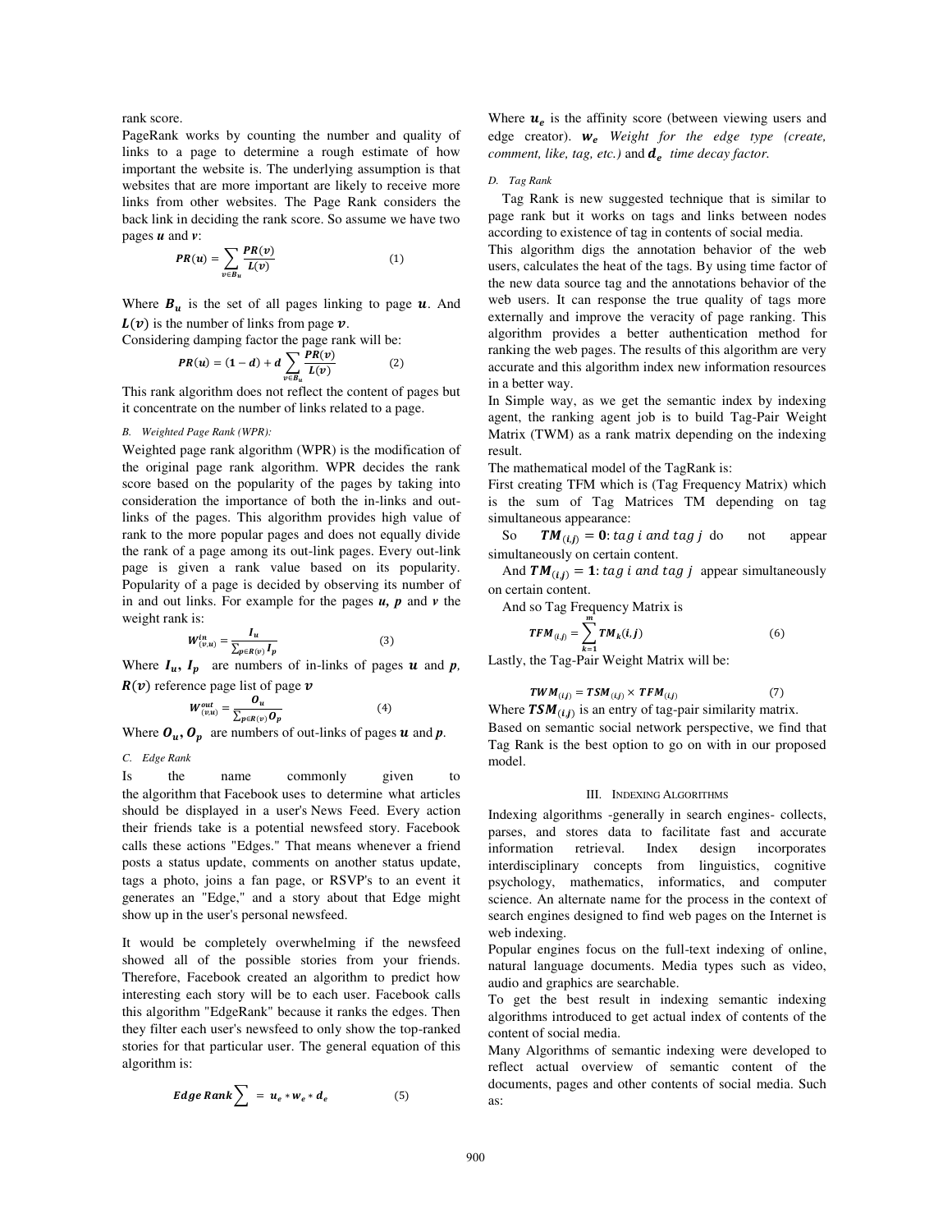rank score.

PageRank works by counting the number and quality of links to a page to determine a rough estimate of how important the website is. The underlying assumption is that websites that are more important are likely to receive more links from other websites. The Page Rank considers the back link in deciding the rank score. So assume we have two pages $\boldsymbol{u}$ and $\boldsymbol{v}$:

$$\boldsymbol{PR}(\boldsymbol{u}) = \sum_{v \in B_u} \frac{\boldsymbol{PR}(\boldsymbol{v})}{\boldsymbol{L}(\boldsymbol{v})} \tag{1}$$

Where $\boldsymbol{B_u}$ is the set of all pages linking to page $\boldsymbol{u}$. And $\boldsymbol{L}(\boldsymbol{v})$ is the number of links from page $\boldsymbol{v}$.

Considering damping factor the page rank will be:

$$\boldsymbol{PR}(\boldsymbol{u}) = (\boldsymbol{1} - \boldsymbol{d}) + \boldsymbol{d} \sum_{v \in B_u} \frac{\boldsymbol{PR}(\boldsymbol{v})}{\boldsymbol{L}(\boldsymbol{v})} \tag{2}$$

This rank algorithm does not reflect the content of pages but it concentrate on the number of links related to a page.

### B. Weighted Page Rank (WPR):

Weighted page rank algorithm (WPR) is the modification of the original page rank algorithm. WPR decides the rank score based on the popularity of the pages by taking into consideration the importance of both the in-links and out-links of the pages. This algorithm provides high value of rank to the more popular pages and does not equally divide the rank of a page among its out-link pages. Every out-link page is given a rank value based on its popularity. Popularity of a page is decided by observing its number of in and out links. For example for the pages $\boldsymbol{u}$, $\boldsymbol{p}$ and $\boldsymbol{v}$ the weight rank is:

$$\boldsymbol{W}^{in}_{(v,u)} = \frac{\boldsymbol{I_u}}{\sum_{p \in R(v)} \boldsymbol{I_p}} \tag{3}$$

Where $\boldsymbol{I_u}$, $\boldsymbol{I_p}$ are numbers of in-links of pages $\boldsymbol{u}$ and $\boldsymbol{p}$, $\boldsymbol{R}(\boldsymbol{v})$ reference page list of page $\boldsymbol{v}$

$$\boldsymbol{W}^{out}_{(v,u)} = \frac{\boldsymbol{O_u}}{\sum_{p \in R(v)} \boldsymbol{O_p}} \tag{4}$$

Where $\boldsymbol{O_u}$, $\boldsymbol{O_p}$ are numbers of out-links of pages $\boldsymbol{u}$ and $\boldsymbol{p}$.

### C. Edge Rank

Is the name commonly given to the algorithm that Facebook uses to determine what articles should be displayed in a user's News Feed. Every action their friends take is a potential newsfeed story. Facebook calls these actions "Edges." That means whenever a friend posts a status update, comments on another status update, tags a photo, joins a fan page, or RSVP's to an event it generates an "Edge," and a story about that Edge might show up in the user's personal newsfeed.

It would be completely overwhelming if the newsfeed showed all of the possible stories from your friends. Therefore, Facebook created an algorithm to predict how interesting each story will be to each user. Facebook calls this algorithm "EdgeRank" because it ranks the edges. Then they filter each user's newsfeed to only show the top-ranked stories for that particular user. The general equation of this algorithm is:

$$\boldsymbol{Edge\ Rank} \sum = \boldsymbol{u_e} * \boldsymbol{w_e} * \boldsymbol{d_e} \tag{5}$$

Where $\boldsymbol{u_e}$ is the affinity score (between viewing users and edge creator). $\boldsymbol{w_e}$ *Weight for the edge type (create, comment, like, tag, etc.)* and $\boldsymbol{d_e}$ *time decay factor.*

### D. Tag Rank

Tag Rank is new suggested technique that is similar to page rank but it works on tags and links between nodes according to existence of tag in contents of social media.

This algorithm digs the annotation behavior of the web users, calculates the heat of the tags. By using time factor of the new data source tag and the annotations behavior of the web users. It can response the true quality of tags more externally and improve the veracity of page ranking. This algorithm provides a better authentication method for ranking the web pages. The results of this algorithm are very accurate and this algorithm index new information resources in a better way.

In Simple way, as we get the semantic index by indexing agent, the ranking agent job is to build Tag-Pair Weight Matrix (TWM) as a rank matrix depending on the indexing result.

The mathematical model of the TagRank is:

First creating TFM which is (Tag Frequency Matrix) which is the sum of Tag Matrices TM depending on tag simultaneous appearance:

So $\boldsymbol{TM}_{(i,j)} = \boldsymbol{0}$: $tag\ i\ and\ tag\ j$ do not appear simultaneously on certain content.

And $\boldsymbol{TM}_{(i,j)} = \boldsymbol{1}$: $tag\ i\ and\ tag\ j$ appear simultaneously on certain content.

And so Tag Frequency Matrix is

$$\boldsymbol{TFM}_{(i,j)} = \sum_{k=1}^{m} \boldsymbol{TM}_k(\boldsymbol{i}, \boldsymbol{j}) \tag{6}$$

Lastly, the Tag-Pair Weight Matrix will be:

$$\boldsymbol{TWM}_{(i,j)} = \boldsymbol{TSM}_{(i,j)} \times \boldsymbol{TFM}_{(i,j)} \tag{7}$$

Where $\boldsymbol{TSM}_{(i,j)}$ is an entry of tag-pair similarity matrix.

Based on semantic social network perspective, we find that Tag Rank is the best option to go on with in our proposed model.

## III. Indexing Algorithms

Indexing algorithms -generally in search engines- collects, parses, and stores data to facilitate fast and accurate information retrieval. Index design incorporates interdisciplinary concepts from linguistics, cognitive psychology, mathematics, informatics, and computer science. An alternate name for the process in the context of search engines designed to find web pages on the Internet is web indexing.

Popular engines focus on the full-text indexing of online, natural language documents. Media types such as video, audio and graphics are searchable.

To get the best result in indexing semantic indexing algorithms introduced to get actual index of contents of the content of social media.

Many Algorithms of semantic indexing were developed to reflect actual overview of semantic content of the documents, pages and other contents of social media. Such as: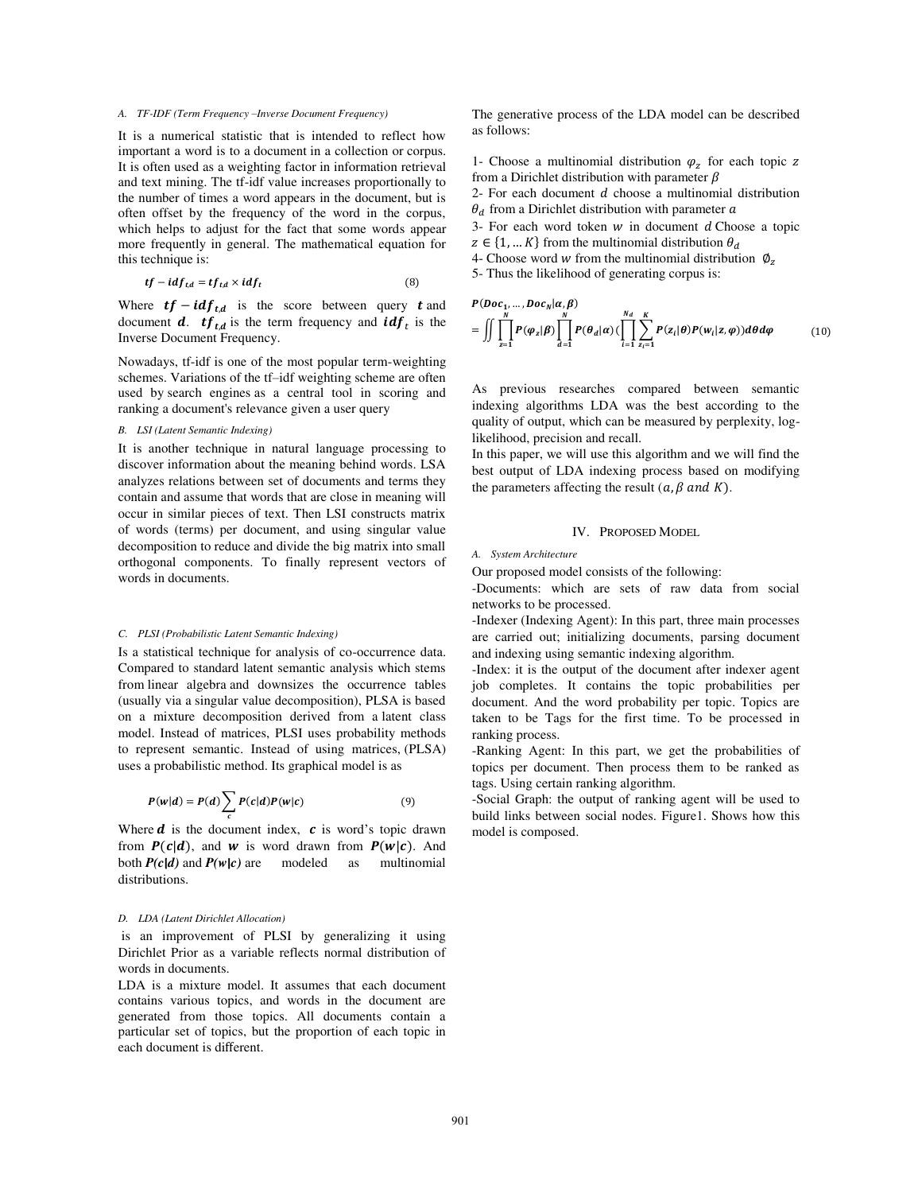### A. TF-IDF (Term Frequency –Inverse Document Frequency)

It is a numerical statistic that is intended to reflect how important a word is to a document in a collection or corpus. It is often used as a weighting factor in information retrieval and text mining. The tf-idf value increases proportionally to the number of times a word appears in the document, but is often offset by the frequency of the word in the corpus, which helps to adjust for the fact that some words appear more frequently in general. The mathematical equation for this technique is:

$$\boldsymbol{tf-idf_{t,d} = tf_{t,d} \times idf_t} \tag{8}$$

Where $\boldsymbol{tf-idf_{t,d}}$ is the score between query $\boldsymbol{t}$ and document $\boldsymbol{d}$. $\boldsymbol{tf_{t,d}}$ is the term frequency and $\boldsymbol{idf_t}$ is the Inverse Document Frequency.

Nowadays, tf-idf is one of the most popular term-weighting schemes. Variations of the tf–idf weighting scheme are often used by search engines as a central tool in scoring and ranking a document's relevance given a user query

### B. LSI (Latent Semantic Indexing)

It is another technique in natural language processing to discover information about the meaning behind words. LSA analyzes relations between set of documents and terms they contain and assume that words that are close in meaning will occur in similar pieces of text. Then LSI constructs matrix of words (terms) per document, and using singular value decomposition to reduce and divide the big matrix into small orthogonal components. To finally represent vectors of words in documents.

### C. PLSI (Probabilistic Latent Semantic Indexing)

Is a statistical technique for analysis of co-occurrence data. Compared to standard latent semantic analysis which stems from linear algebra and downsizes the occurrence tables (usually via a singular value decomposition), PLSA is based on a mixture decomposition derived from a latent class model. Instead of matrices, PLSI uses probability methods to represent semantic. Instead of using matrices, (PLSA) uses a probabilistic method. Its graphical model is as

$$\boldsymbol{P(w|d) = P(d)\sum_{c} P(c|d)P(w|c)} \tag{9}$$

Where $\boldsymbol{d}$ is the document index, $\boldsymbol{c}$ is word's topic drawn from $\boldsymbol{P(c|d)}$, and $\boldsymbol{w}$ is word drawn from $\boldsymbol{P(w|c)}$. And both $\boldsymbol{P(c|d)}$ and $\boldsymbol{P(w|c)}$ are modeled as multinomial distributions.

### D. LDA (Latent Dirichlet Allocation)

is an improvement of PLSI by generalizing it using Dirichlet Prior as a variable reflects normal distribution of words in documents.

LDA is a mixture model. It assumes that each document contains various topics, and words in the document are generated from those topics. All documents contain a particular set of topics, but the proportion of each topic in each document is different.

The generative process of the LDA model can be described as follows:

1- Choose a multinomial distribution $\varphi_z$ for each topic $z$ from a Dirichlet distribution with parameter $\beta$

2- For each document $d$ choose a multinomial distribution $\theta_d$ from a Dirichlet distribution with parameter $a$

3- For each word token $w$ in document $d$ Choose a topic $z \in \{1, \dots K\}$ from the multinomial distribution $\theta_d$

4- Choose word $w$ from the multinomial distribution $\emptyset_z$

5- Thus the likelihood of generating corpus is:

$$\boldsymbol{P(Doc_1, \dots, Doc_N|\alpha, \beta)} \\ = \iint \prod_{z=1}^{N} \boldsymbol{P(\varphi_z|\beta)} \prod_{d=1}^{N} \boldsymbol{P(\theta_d|\alpha)} \left(\prod_{i=1}^{N_d} \sum_{z_i=1}^{K} \boldsymbol{P(z_i|\theta)P(w_i|z,\varphi)}\right) \boldsymbol{d\theta d\varphi} \tag{10}$$

As previous researches compared between semantic indexing algorithms LDA was the best according to the quality of output, which can be measured by perplexity, log-likelihood, precision and recall.

In this paper, we will use this algorithm and we will find the best output of LDA indexing process based on modifying the parameters affecting the result ($a, \beta$ *and* $K$).

## IV. Proposed Model

### A. System Architecture

Our proposed model consists of the following:

-Documents: which are sets of raw data from social networks to be processed.

-Indexer (Indexing Agent): In this part, three main processes are carried out; initializing documents, parsing document and indexing using semantic indexing algorithm.

-Index: it is the output of the document after indexer agent job completes. It contains the topic probabilities per document. And the word probability per topic. Topics are taken to be Tags for the first time. To be processed in ranking process.

-Ranking Agent: In this part, we get the probabilities of topics per document. Then process them to be ranked as tags. Using certain ranking algorithm.

-Social Graph: the output of ranking agent will be used to build links between social nodes. Figure1. Shows how this model is composed.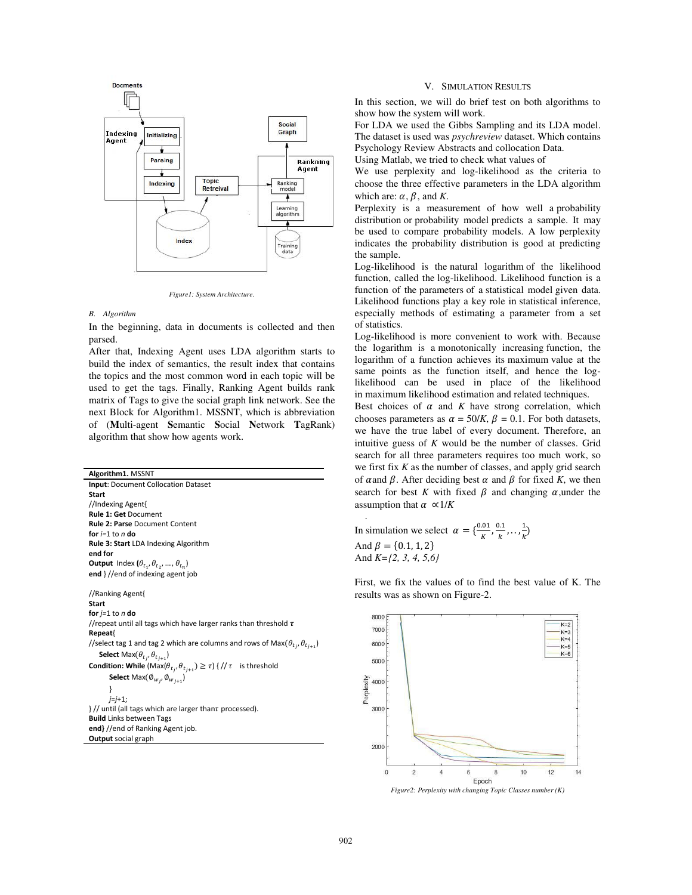Figure1: System Architecture.

### B. Algorithm

In the beginning, data in documents is collected and then parsed.

After that, Indexing Agent uses LDA algorithm starts to build the index of semantics, the result index that contains the topics and the most common word in each topic will be used to get the tags. Finally, Ranking Agent builds rank matrix of Tags to give the social graph link network. See the next Block for Algorithm1. MSSNT, which is abbreviation of (**M**ulti-agent **S**emantic **S**ocial **N**etwork **T**agRank) algorithm that show how agents work.

**Algorithm1.** MSSNT

**Input**: Document Collocation Dataset
**Start**
//Indexing Agent{
**Rule 1: Get** Document
**Rule 2: Parse** Document Content
**for** *i*=1 to *n* **do**
**Rule 3: Start** LDA Indexing Algorithm
**end for**
**Output** Index ($\theta_{t_1}, \theta_{t_2}, \dots, \theta_{t_n}$)
**end** } //end of indexing agent job

//Ranking Agent{
**Start**
**for** *j*=1 to *n* **do**
//repeat until all tags which have larger ranks than threshold $\tau$
**Repeat**{
//select tag 1 and tag 2 which are columns and rows of Max($\theta_{t_j}, \theta_{t_{j+1}}$)
**Select** Max($\theta_{t_j}, \theta_{t_{j+1}}$)
**Condition: While** (Max($\theta_{t_j}, \theta_{t_{j+1}}$) $\geq \tau$) { // $\tau$ is threshold
**Select** Max($\emptyset_{w_j}, \emptyset_{w_{j+1}}$)
}
*j*=*j*+1;
} // until (all tags which are larger than $\tau$ processed).
**Build** Links between Tags
**end}** //end of Ranking Agent job.
**Output** social graph

## V. Simulation Results

In this section, we will do brief test on both algorithms to show how the system will work.

For LDA we used the Gibbs Sampling and its LDA model. The dataset is used was *psychreview* dataset. Which contains Psychology Review Abstracts and collocation Data.

Using Matlab, we tried to check what values of

We use perplexity and log-likelihood as the criteria to choose the three effective parameters in the LDA algorithm which are: $\alpha, \beta$, and *K*.

Perplexity is a measurement of how well a probability distribution or probability model predicts a sample. It may be used to compare probability models. A low perplexity indicates the probability distribution is good at predicting the sample.

Log-likelihood is the natural logarithm of the likelihood function, called the log-likelihood. Likelihood function is a function of the parameters of a statistical model given data. Likelihood functions play a key role in statistical inference, especially methods of estimating a parameter from a set of statistics.

Log-likelihood is more convenient to work with. Because the logarithm is a monotonically increasing function, the logarithm of a function achieves its maximum value at the same points as the function itself, and hence the log-likelihood can be used in place of the likelihood in maximum likelihood estimation and related techniques.

Best choices of $\alpha$ and *K* have strong correlation, which chooses parameters as $\alpha$ = 50/*K*, $\beta$ = 0.1. For both datasets, we have the true label of every document. Therefore, an intuitive guess of *K* would be the number of classes. Grid search for all three parameters requires too much work, so we first fix *K* as the number of classes, and apply grid search of $\alpha$and $\beta$. After deciding best $\alpha$ and $\beta$ for fixed *K*, we then search for best *K* with fixed $\beta$ and changing $\alpha$,under the assumption that $\alpha \propto 1/K$

In simulation we select $\alpha = \{\frac{0.01}{K}, \frac{0.1}{k}, \dots, \frac{1}{k}\}$

And $\beta = \{0.1, 1, 2\}$

And *K={2, 3, 4, 5,6}*

First, we fix the values of to find the best value of K. The results was as shown on Figure-2.

Figure2: Perplexity with changing Topic Classes number (K)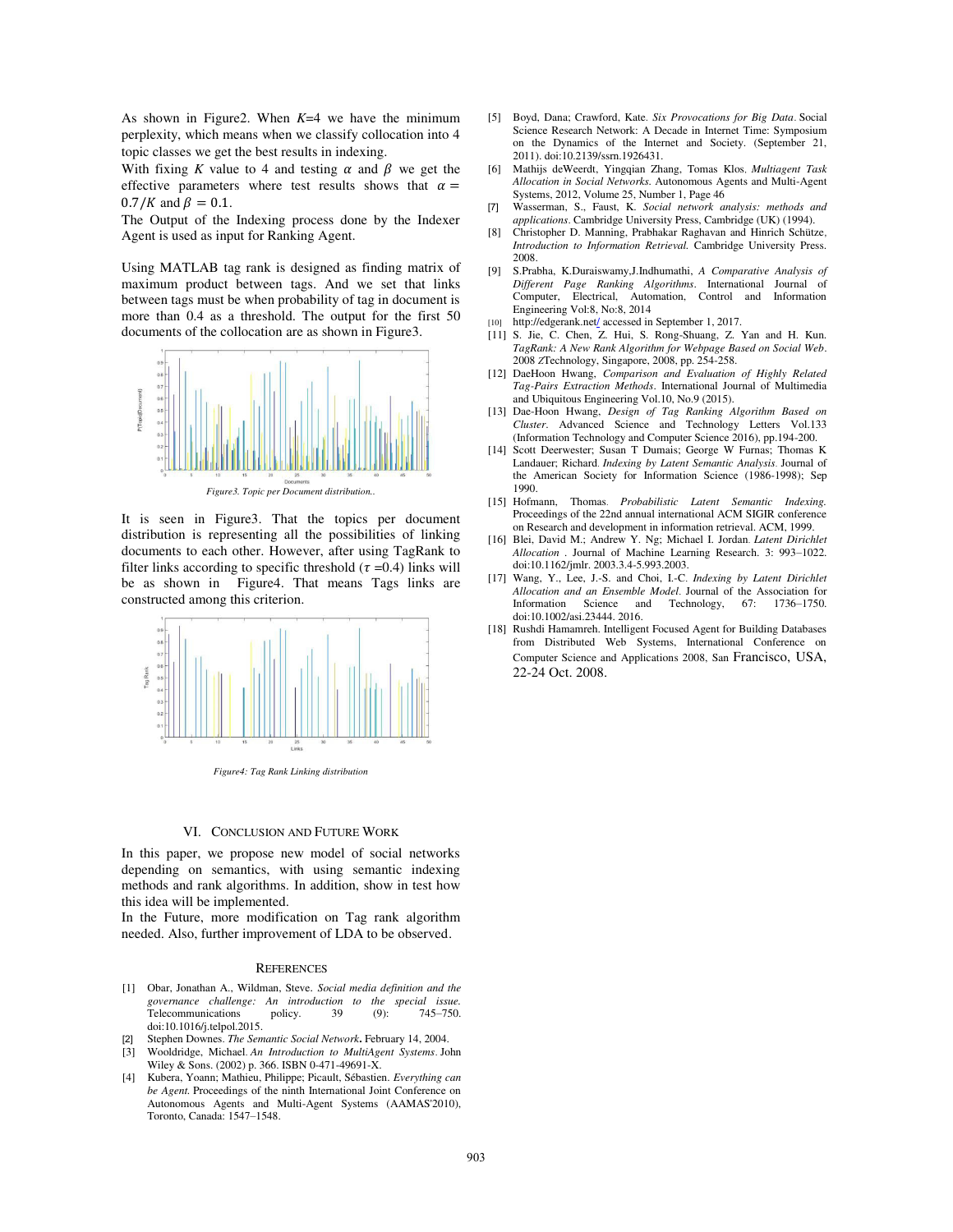As shown in Figure2. When $K$=4 we have the minimum perplexity, which means when we classify collocation into 4 topic classes we get the best results in indexing.

With fixing $K$ value to 4 and testing $\alpha$ and $\beta$ we get the effective parameters where test results shows that $\alpha = 0.7/K$ and $\beta = 0.1$.

The Output of the Indexing process done by the Indexer Agent is used as input for Ranking Agent.

Using MATLAB tag rank is designed as finding matrix of maximum product between tags. And we set that links between tags must be when probability of tag in document is more than 0.4 as a threshold. The output for the first 50 documents of the collocation are as shown in Figure3.

P(Topic|Document)

Documents

*Figure3. Topic per Document distribution..*

It is seen in Figure3. That the topics per document distribution is representing all the possibilities of linking documents to each other. However, after using TagRank to filter links according to specific threshold ($\tau$ =0.4) links will be as shown in Figure4. That means Tags links are constructed among this criterion.

Tag Rank

Links

*Figure4: Tag Rank Linking distribution*

## VI. Conclusion and Future Work

In this paper, we propose new model of social networks depending on semantics, with using semantic indexing methods and rank algorithms. In addition, show in test how this idea will be implemented.

In the Future, more modification on Tag rank algorithm needed. Also, further improvement of LDA to be observed.

## References

[1] Obar, Jonathan A., Wildman, Steve. *Social media definition and the governance challenge: An introduction to the special issue.* Telecommunications policy. 39 (9): 745–750. doi:10.1016/j.telpol.2015.

[2] Stephen Downes. *The Semantic Social Network***.** February 14, 2004.

[3] Wooldridge, Michael. *An Introduction to MultiAgent Systems*. John Wiley & Sons. (2002) p. 366. ISBN 0-471-49691-X.

[4] Kubera, Yoann; Mathieu, Philippe; Picault, Sébastien. *Everything can be Agent.* Proceedings of the ninth International Joint Conference on Autonomous Agents and Multi-Agent Systems (AAMAS'2010), Toronto, Canada: 1547–1548.

[5] Boyd, Dana; Crawford, Kate. *Six Provocations for Big Data*. Social Science Research Network: A Decade in Internet Time: Symposium on the Dynamics of the Internet and Society. (September 21, 2011). doi:10.2139/ssrn.1926431.

[6] Mathijs deWeerdt, Yingqian Zhang, Tomas Klos. *Multiagent Task Allocation in Social Networks.* Autonomous Agents and Multi-Agent Systems, 2012, Volume 25, Number 1, Page 46

[7] Wasserman, S., Faust, K. *Social network analysis: methods and applications*. Cambridge University Press, Cambridge (UK) (1994).

[8] Christopher D. Manning, Prabhakar Raghavan and Hinrich Schütze, *Introduction to Information Retrieval.* Cambridge University Press. 2008.

[9] S.Prabha, K.Duraiswamy,J.Indhumathi, *A Comparative Analysis of Different Page Ranking Algorithms*. International Journal of Computer, Electrical, Automation, Control and Information Engineering Vol:8, No:8, 2014

[10] http://edgerank.net/ accessed in September 1, 2017.

[11] S. Jie, C. Chen, Z. Hui, S. Rong-Shuang, Z. Yan and H. Kun. *TagRank: A New Rank Algorithm for Webpage Based on Social Web*. 2008 ZTechnology, Singapore, 2008, pp. 254-258.

[12] DaeHoon Hwang, *Comparison and Evaluation of Highly Related Tag-Pairs Extraction Methods*. International Journal of Multimedia and Ubiquitous Engineering Vol.10, No.9 (2015).

[13] Dae-Hoon Hwang, *Design of Tag Ranking Algorithm Based on Cluster*. Advanced Science and Technology Letters Vol.133 (Information Technology and Computer Science 2016), pp.194-200.

[14] Scott Deerwester; Susan T Dumais; George W Furnas; Thomas K Landauer; Richard. *Indexing by Latent Semantic Analysis.* Journal of the American Society for Information Science (1986-1998); Sep 1990.

[15] Hofmann, Thomas. *Probabilistic Latent Semantic Indexing.* Proceedings of the 22nd annual international ACM SIGIR conference on Research and development in information retrieval. ACM, 1999.

[16] Blei, David M.; Andrew Y. Ng; Michael I. Jordan. *Latent Dirichlet Allocation* . Journal of Machine Learning Research. 3: 993–1022. doi:10.1162/jmlr. 2003.3.4-5.993.2003.

[17] Wang, Y., Lee, J.-S. and Choi, I.-C. *Indexing by Latent Dirichlet Allocation and an Ensemble Model*. Journal of the Association for Information Science and Technology, 67: 1736–1750. doi:10.1002/asi.23444. 2016.

[18] Rushdi Hamamreh. Intelligent Focused Agent for Building Databases from Distributed Web Systems, International Conference on Computer Science and Applications 2008, San Francisco, USA, 22-24 Oct. 2008.